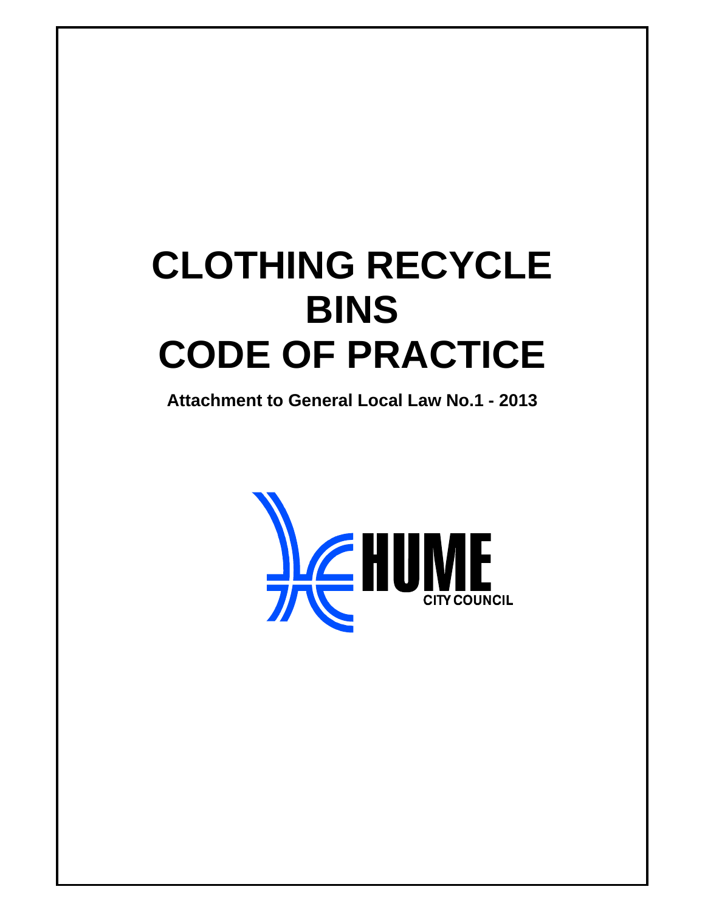# CLOTHING RECYCLE BINS CODE OF PRACTICE

**Attachment to General Local Law No.1 - 2013**

HUME CITY COUNCIL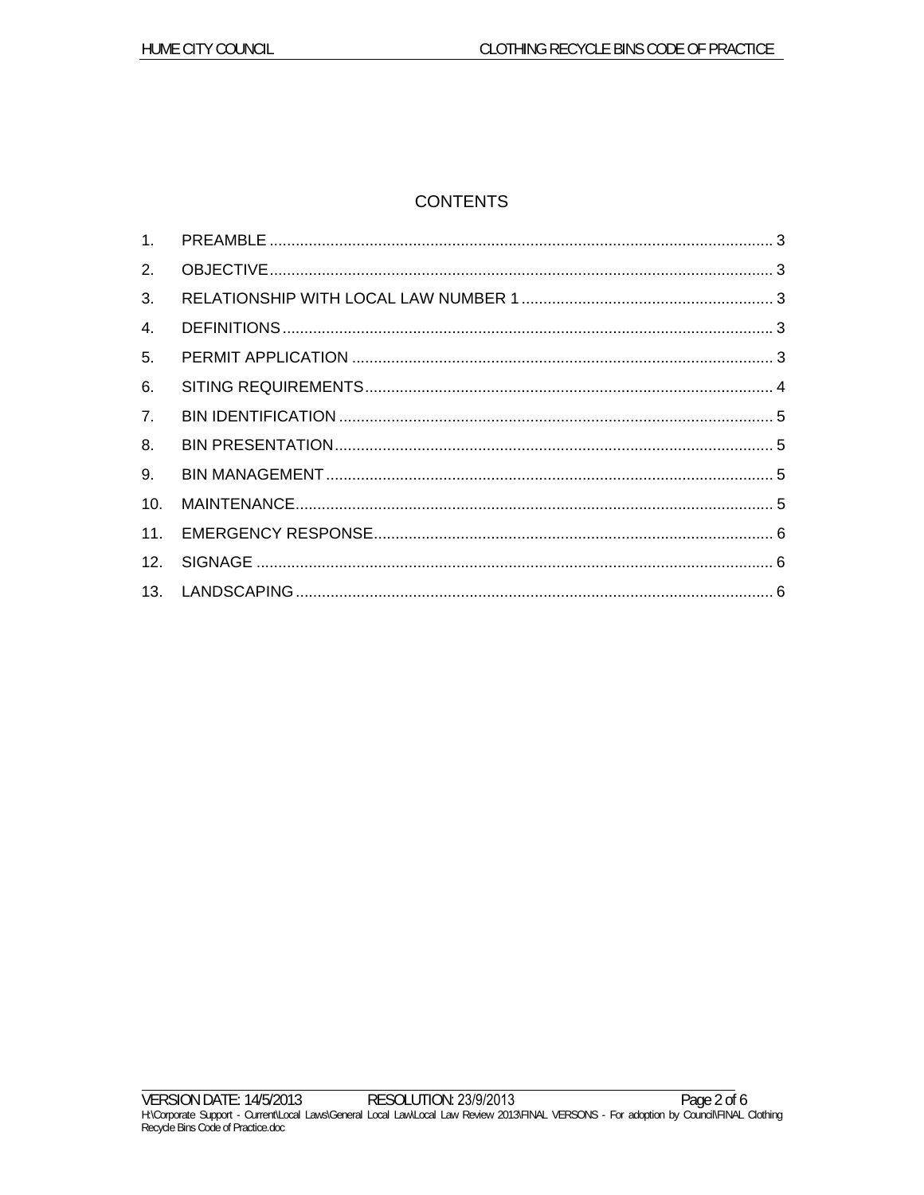# CONTENTS

1. PREAMBLE ........................................................................................................ 3
2. OBJECTIVE........................................................................................................ 3
3. RELATIONSHIP WITH LOCAL LAW NUMBER 1 .............................................. 3
4. DEFINITIONS ..................................................................................................... 3
5. PERMIT APPLICATION ..................................................................................... 3
6. SITING REQUIREMENTS.................................................................................. 4
7. BIN IDENTIFICATION ........................................................................................ 5
8. BIN PRESENTATION ......................................................................................... 5
9. BIN MANAGEMENT ........................................................................................... 5
10. MAINTENANCE.................................................................................................. 5
11. EMERGENCY RESPONSE................................................................................ 6
12. SIGNAGE ........................................................................................................... 6
13. LANDSCAPING .................................................................................................. 6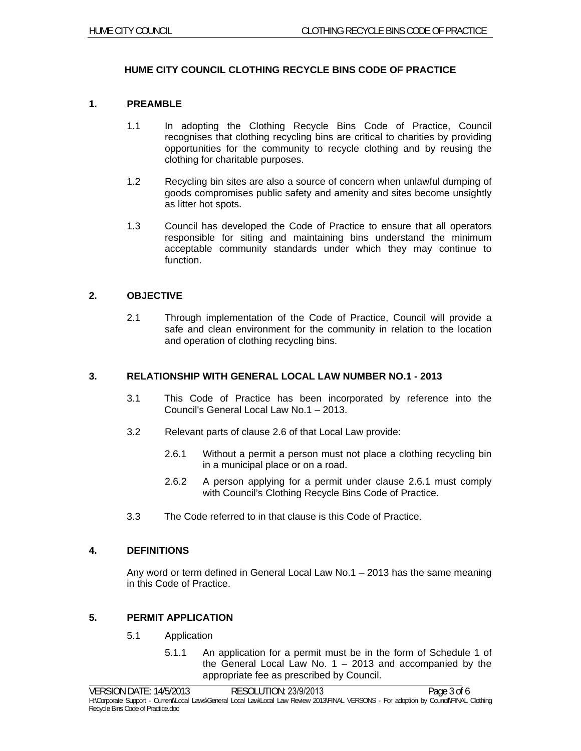# HUME CITY COUNCIL CLOTHING RECYCLE BINS CODE OF PRACTICE

## 1. PREAMBLE

1.1 In adopting the Clothing Recycle Bins Code of Practice, Council recognises that clothing recycling bins are critical to charities by providing opportunities for the community to recycle clothing and by reusing the clothing for charitable purposes.

1.2 Recycling bin sites are also a source of concern when unlawful dumping of goods compromises public safety and amenity and sites become unsightly as litter hot spots.

1.3 Council has developed the Code of Practice to ensure that all operators responsible for siting and maintaining bins understand the minimum acceptable community standards under which they may continue to function.

## 2. OBJECTIVE

2.1 Through implementation of the Code of Practice, Council will provide a safe and clean environment for the community in relation to the location and operation of clothing recycling bins.

## 3. RELATIONSHIP WITH GENERAL LOCAL LAW NUMBER NO.1 - 2013

3.1 This Code of Practice has been incorporated by reference into the Council's General Local Law No.1 – 2013.

3.2 Relevant parts of clause 2.6 of that Local Law provide:

2.6.1 Without a permit a person must not place a clothing recycling bin in a municipal place or on a road.

2.6.2 A person applying for a permit under clause 2.6.1 must comply with Council's Clothing Recycle Bins Code of Practice.

3.3 The Code referred to in that clause is this Code of Practice.

## 4. DEFINITIONS

Any word or term defined in General Local Law No.1 – 2013 has the same meaning in this Code of Practice.

## 5. PERMIT APPLICATION

5.1 Application

5.1.1 An application for a permit must be in the form of Schedule 1 of the General Local Law No. 1 – 2013 and accompanied by the appropriate fee as prescribed by Council.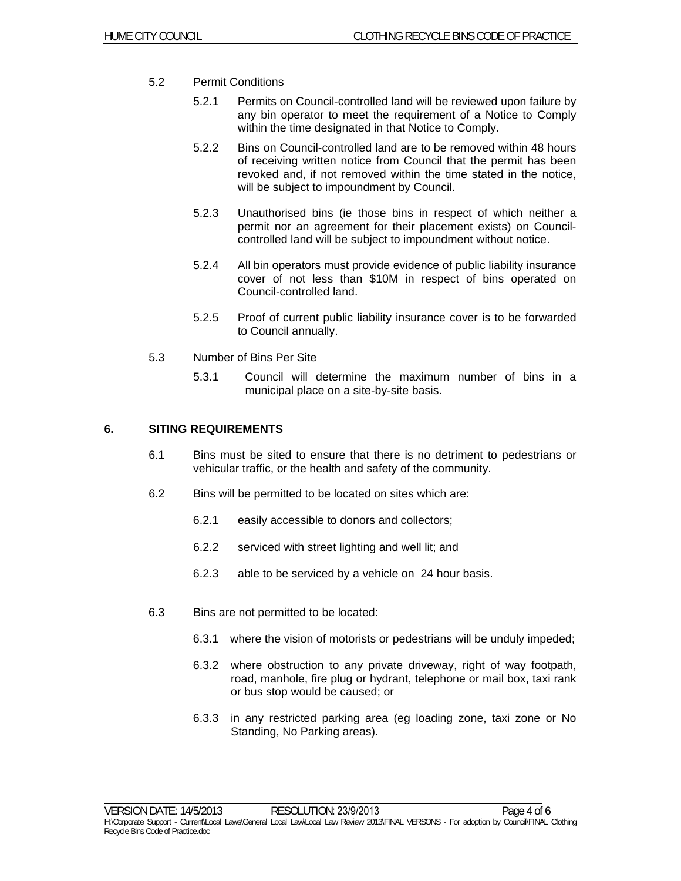5.2 Permit Conditions

5.2.1 Permits on Council-controlled land will be reviewed upon failure by any bin operator to meet the requirement of a Notice to Comply within the time designated in that Notice to Comply.

5.2.2 Bins on Council-controlled land are to be removed within 48 hours of receiving written notice from Council that the permit has been revoked and, if not removed within the time stated in the notice, will be subject to impoundment by Council.

5.2.3 Unauthorised bins (ie those bins in respect of which neither a permit nor an agreement for their placement exists) on Council-controlled land will be subject to impoundment without notice.

5.2.4 All bin operators must provide evidence of public liability insurance cover of not less than $10M in respect of bins operated on Council-controlled land.

5.2.5 Proof of current public liability insurance cover is to be forwarded to Council annually.

5.3 Number of Bins Per Site

5.3.1 Council will determine the maximum number of bins in a municipal place on a site-by-site basis.

## 6. SITING REQUIREMENTS

6.1 Bins must be sited to ensure that there is no detriment to pedestrians or vehicular traffic, or the health and safety of the community.

6.2 Bins will be permitted to be located on sites which are:

6.2.1 easily accessible to donors and collectors;

6.2.2 serviced with street lighting and well lit; and

6.2.3 able to be serviced by a vehicle on 24 hour basis.

6.3 Bins are not permitted to be located:

6.3.1 where the vision of motorists or pedestrians will be unduly impeded;

6.3.2 where obstruction to any private driveway, right of way footpath, road, manhole, fire plug or hydrant, telephone or mail box, taxi rank or bus stop would be caused; or

6.3.3 in any restricted parking area (eg loading zone, taxi zone or No Standing, No Parking areas).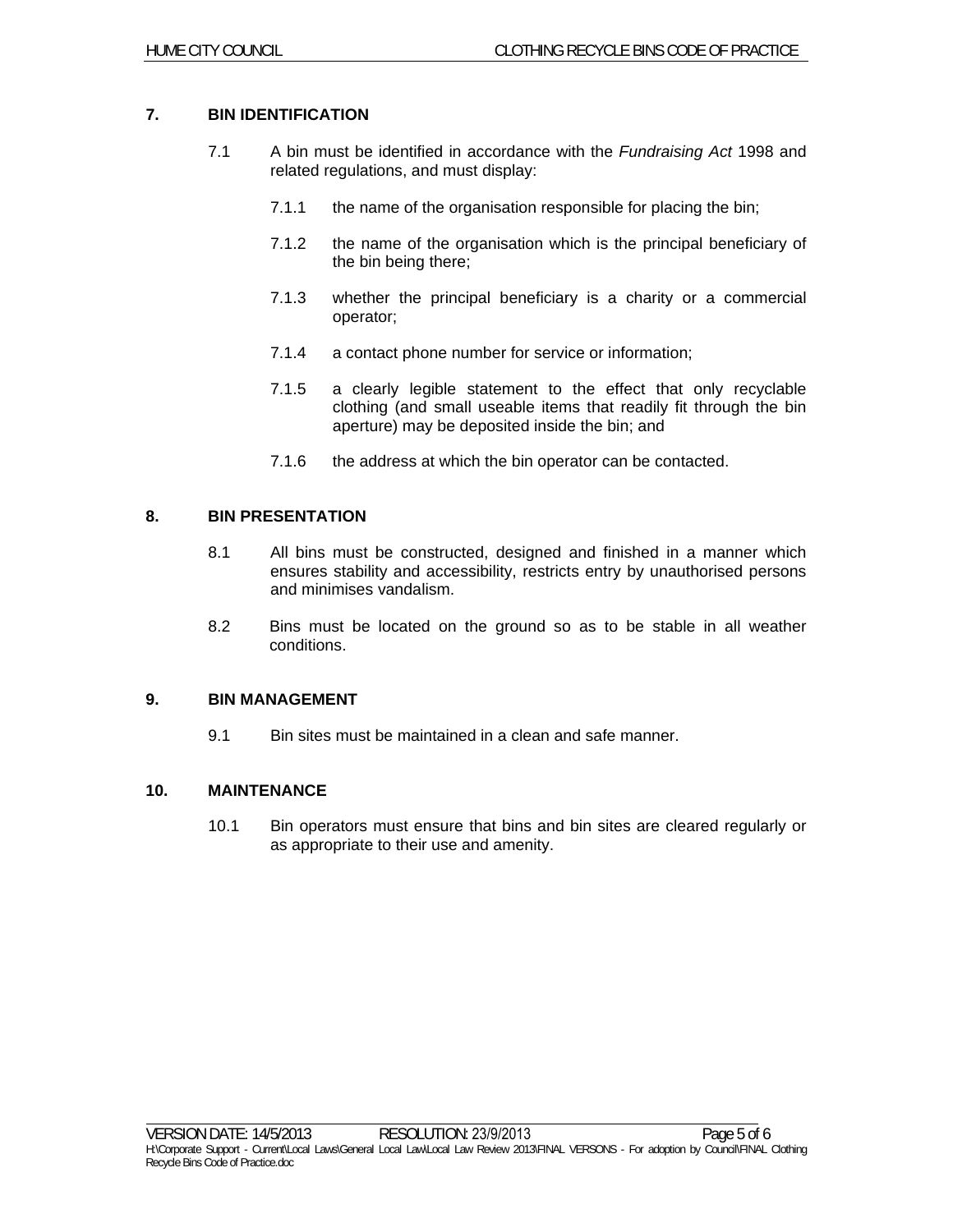## 7. BIN IDENTIFICATION

7.1 A bin must be identified in accordance with the *Fundraising Act* 1998 and related regulations, and must display:

7.1.1 the name of the organisation responsible for placing the bin;

7.1.2 the name of the organisation which is the principal beneficiary of the bin being there;

7.1.3 whether the principal beneficiary is a charity or a commercial operator;

7.1.4 a contact phone number for service or information;

7.1.5 a clearly legible statement to the effect that only recyclable clothing (and small useable items that readily fit through the bin aperture) may be deposited inside the bin; and

7.1.6 the address at which the bin operator can be contacted.

## 8. BIN PRESENTATION

8.1 All bins must be constructed, designed and finished in a manner which ensures stability and accessibility, restricts entry by unauthorised persons and minimises vandalism.

8.2 Bins must be located on the ground so as to be stable in all weather conditions.

## 9. BIN MANAGEMENT

9.1 Bin sites must be maintained in a clean and safe manner.

## 10. MAINTENANCE

10.1 Bin operators must ensure that bins and bin sites are cleared regularly or as appropriate to their use and amenity.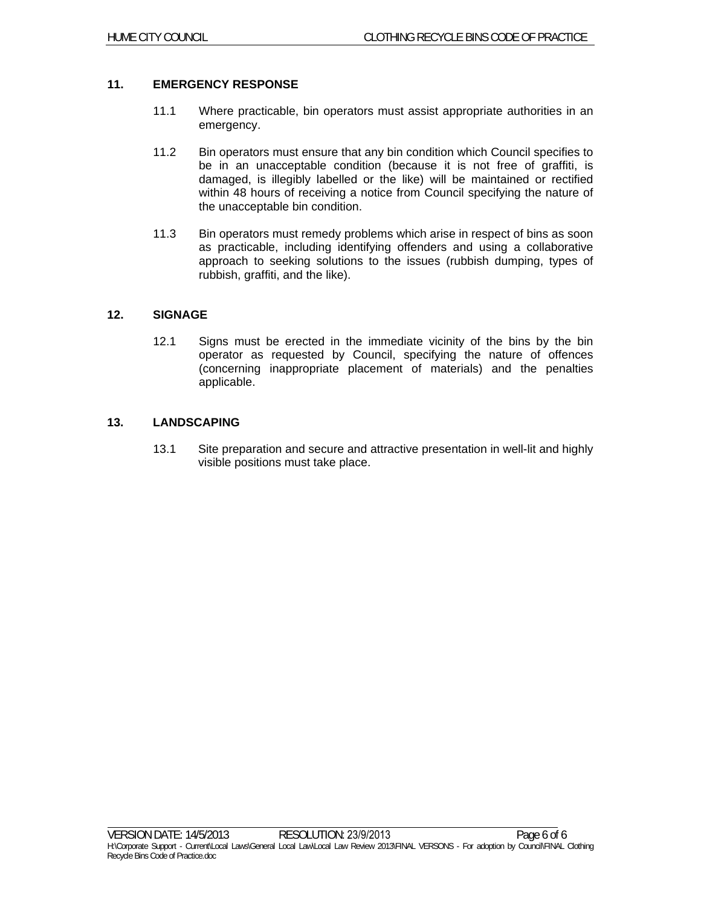## 11. EMERGENCY RESPONSE

11.1 Where practicable, bin operators must assist appropriate authorities in an emergency.

11.2 Bin operators must ensure that any bin condition which Council specifies to be in an unacceptable condition (because it is not free of graffiti, is damaged, is illegibly labelled or the like) will be maintained or rectified within 48 hours of receiving a notice from Council specifying the nature of the unacceptable bin condition.

11.3 Bin operators must remedy problems which arise in respect of bins as soon as practicable, including identifying offenders and using a collaborative approach to seeking solutions to the issues (rubbish dumping, types of rubbish, graffiti, and the like).

## 12. SIGNAGE

12.1 Signs must be erected in the immediate vicinity of the bins by the bin operator as requested by Council, specifying the nature of offences (concerning inappropriate placement of materials) and the penalties applicable.

## 13. LANDSCAPING

13.1 Site preparation and secure and attractive presentation in well-lit and highly visible positions must take place.